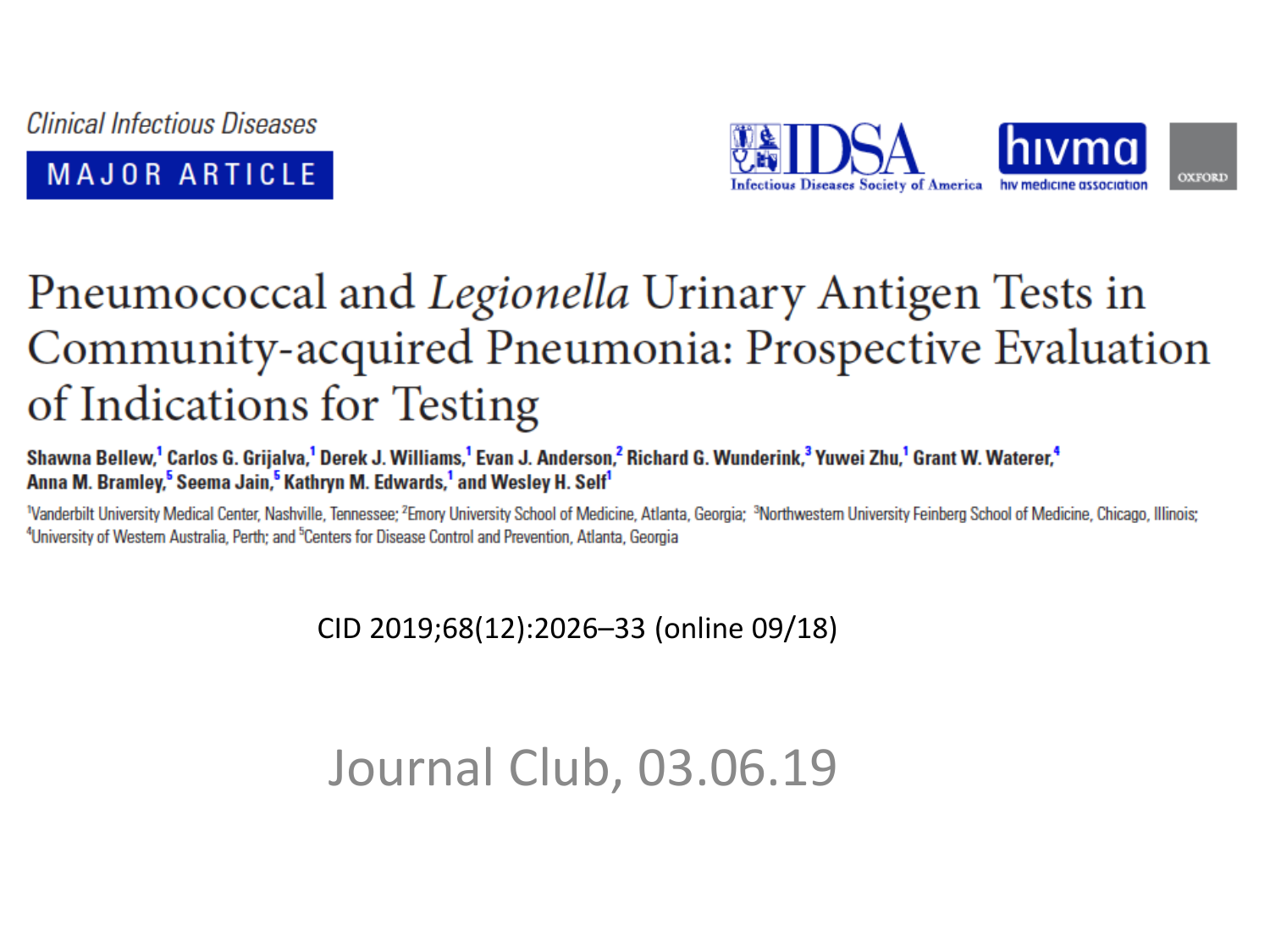*Clinical Infectious Diseases*

**MAJOR ARTICLE**

IDSA Infectious Diseases Society of America | hivma hiv medicine association | OXFORD

# Pneumococcal and *Legionella* Urinary Antigen Tests in Community-acquired Pneumonia: Prospective Evaluation of Indications for Testing

**Shawna Bellew,[1] Carlos G. Grijalva,[1] Derek J. Williams,[1] Evan J. Anderson,[2] Richard G. Wunderink,[3] Yuwei Zhu,[1] Grant W. Waterer,[4] Anna M. Bramley,[5] Seema Jain,[5] Kathryn M. Edwards,[1] and Wesley H. Self[1]**

[1]Vanderbilt University Medical Center, Nashville, Tennessee; [2]Emory University School of Medicine, Atlanta, Georgia; [3]Northwestern University Feinberg School of Medicine, Chicago, Illinois; [4]University of Western Australia, Perth; and [5]Centers for Disease Control and Prevention, Atlanta, Georgia

CID 2019;68(12):2026–33 (online 09/18)

Journal Club, 03.06.19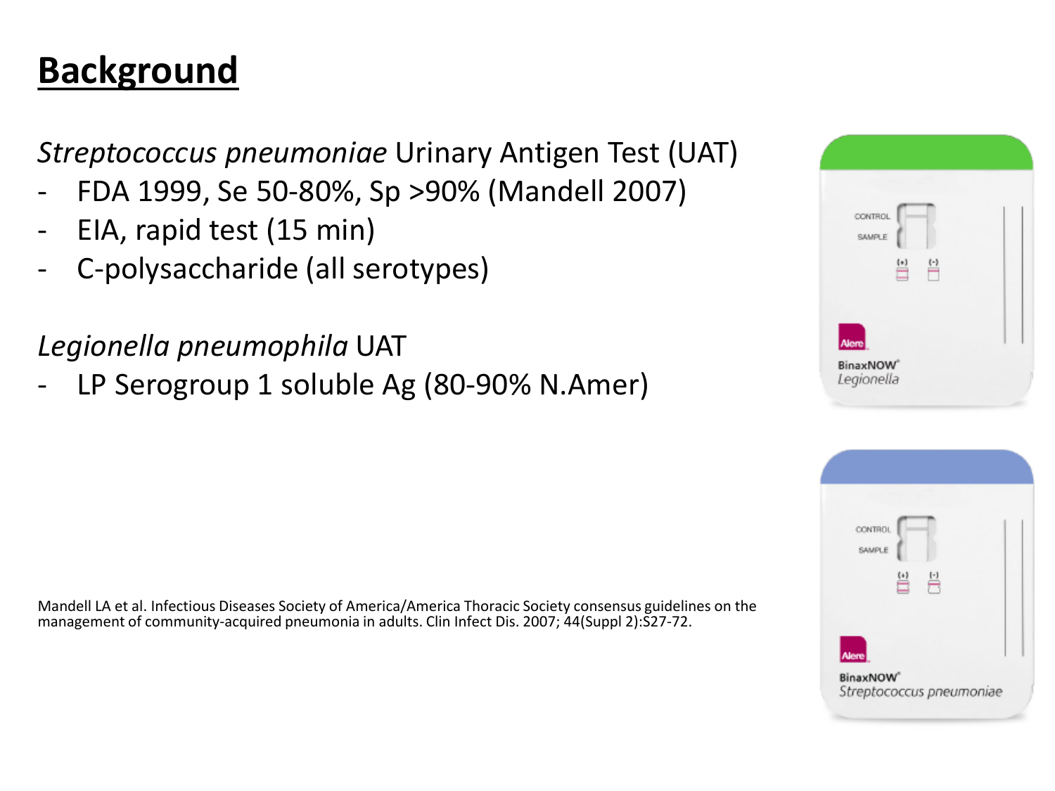# Background

*Streptococcus pneumoniae* Urinary Antigen Test (UAT)

- FDA 1999, Se 50-80%, Sp >90% (Mandell 2007)
- EIA, rapid test (15 min)
- C-polysaccharide (all serotypes)

*Legionella pneumophila* UAT

- LP Serogroup 1 soluble Ag (80-90% N.Amer)

Mandell LA et al. Infectious Diseases Society of America/America Thoracic Society consensus guidelines on the management of community-acquired pneumonia in adults. Clin Infect Dis. 2007; 44(Suppl 2):S27-72.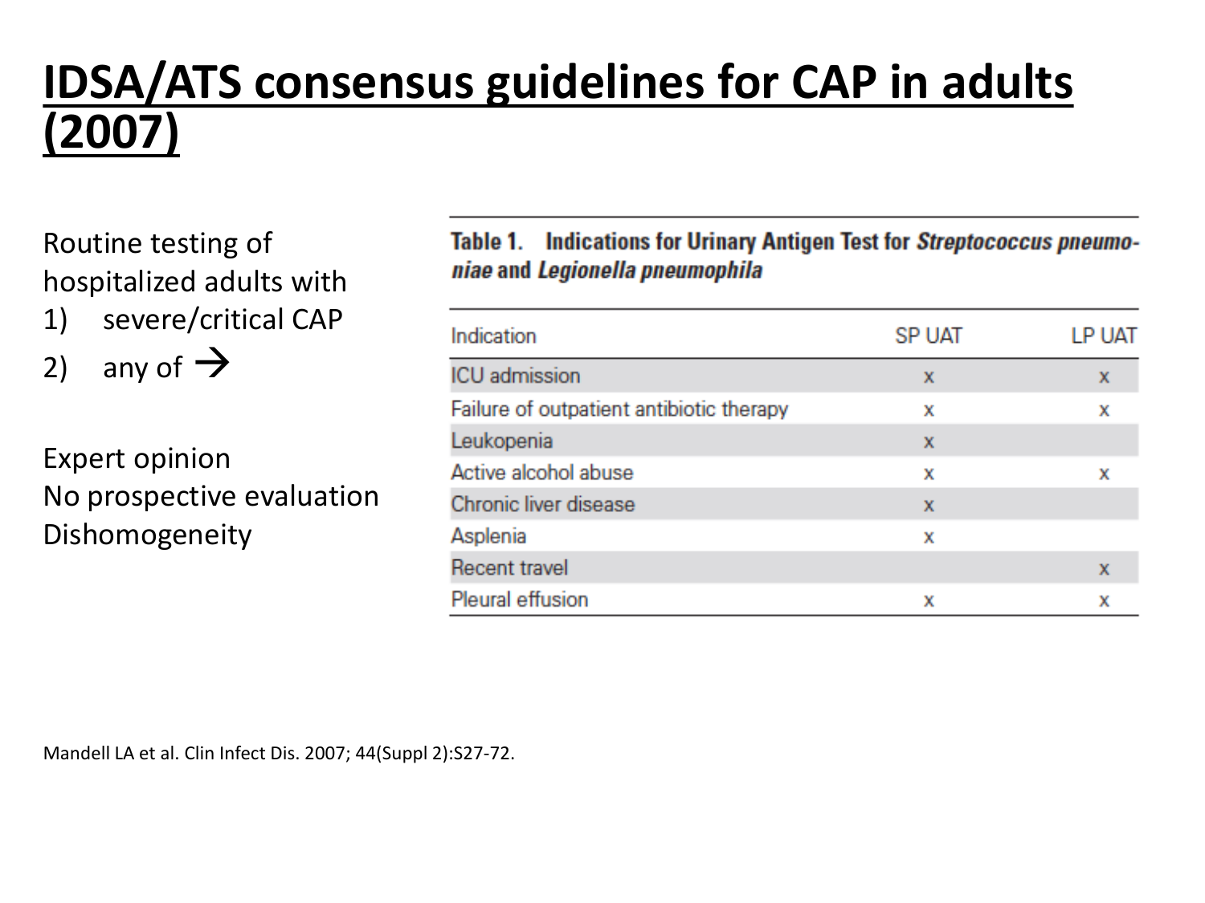# IDSA/ATS consensus guidelines for CAP in adults (2007)

Routine testing of hospitalized adults with

1) severe/critical CAP
2) any of →

Expert opinion
No prospective evaluation
Dishomogeneity

**Table 1. Indications for Urinary Antigen Test for *Streptococcus pneumoniae* and *Legionella pneumophila***

| Indication | SP UAT | LP UAT |
| --- | --- | --- |
| ICU admission | x | x |
| Failure of outpatient antibiotic therapy | x | x |
| Leukopenia | x | |
| Active alcohol abuse | x | x |
| Chronic liver disease | x | |
| Asplenia | x | |
| Recent travel | | x |
| Pleural effusion | x | x |

Mandell LA et al. Clin Infect Dis. 2007; 44(Suppl 2):S27-72.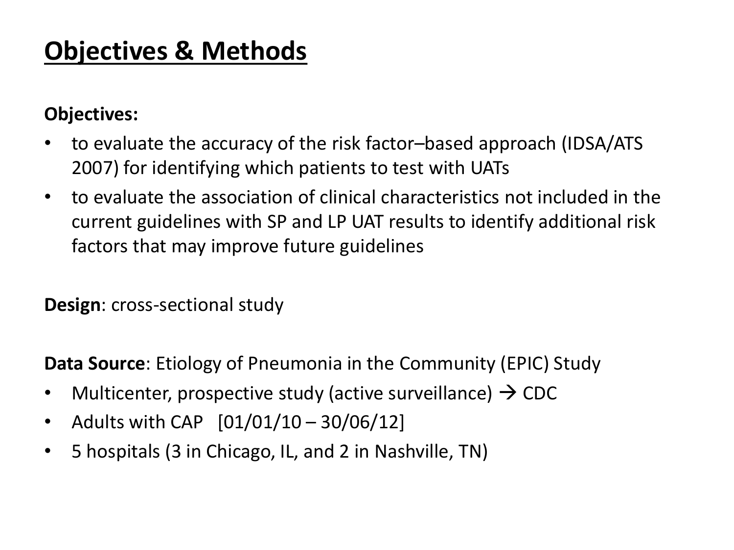# Objectives & Methods

**Objectives:**

- to evaluate the accuracy of the risk factor–based approach (IDSA/ATS 2007) for identifying which patients to test with UATs
- to evaluate the association of clinical characteristics not included in the current guidelines with SP and LP UAT results to identify additional risk factors that may improve future guidelines

**Design**: cross-sectional study

**Data Source**: Etiology of Pneumonia in the Community (EPIC) Study

- Multicenter, prospective study (active surveillance) → CDC
- Adults with CAP [01/01/10 – 30/06/12]
- 5 hospitals (3 in Chicago, IL, and 2 in Nashville, TN)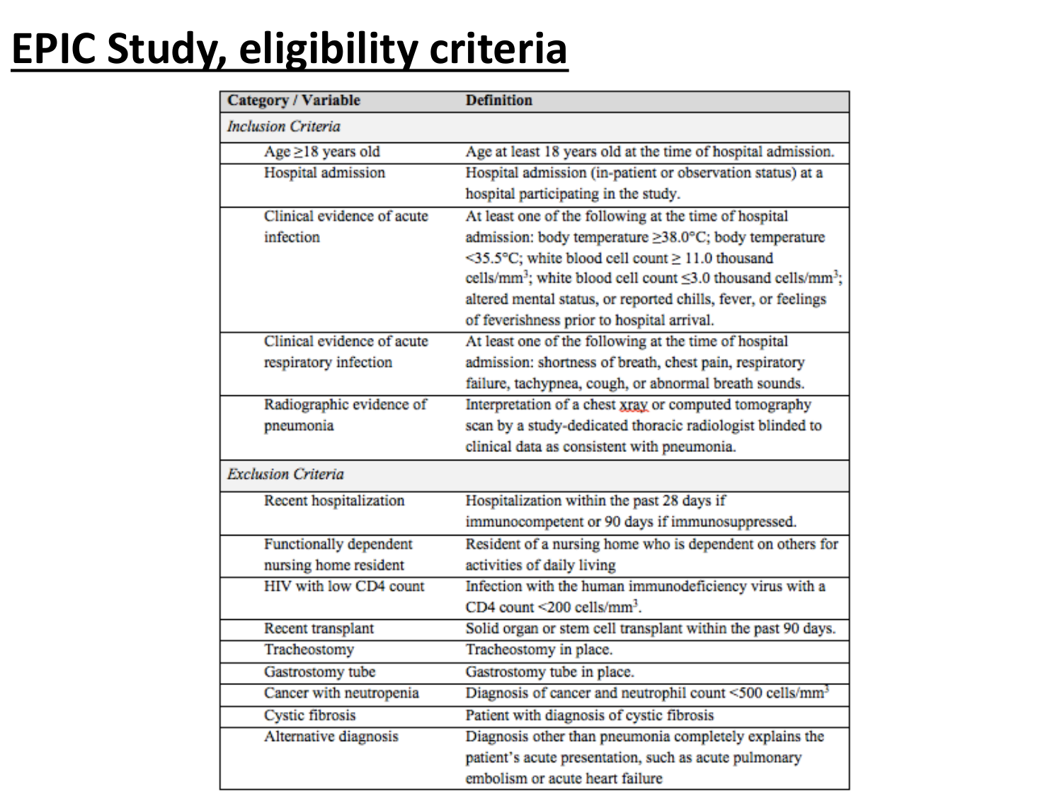# EPIC Study, eligibility criteria

| Category / Variable | Definition |
|---|---|
| *Inclusion Criteria* | |
| Age ≥18 years old | Age at least 18 years old at the time of hospital admission. |
| Hospital admission | Hospital admission (in-patient or observation status) at a hospital participating in the study. |
| Clinical evidence of acute infection | At least one of the following at the time of hospital admission: body temperature ≥38.0°C; body temperature <35.5°C; white blood cell count ≥ 11.0 thousand cells/mm$^3$; white blood cell count ≤3.0 thousand cells/mm$^3$; altered mental status, or reported chills, fever, or feelings of feverishness prior to hospital arrival. |
| Clinical evidence of acute respiratory infection | At least one of the following at the time of hospital admission: shortness of breath, chest pain, respiratory failure, tachypnea, cough, or abnormal breath sounds. |
| Radiographic evidence of pneumonia | Interpretation of a chest xray or computed tomography scan by a study-dedicated thoracic radiologist blinded to clinical data as consistent with pneumonia. |
| *Exclusion Criteria* | |
| Recent hospitalization | Hospitalization within the past 28 days if immunocompetent or 90 days if immunosuppressed. |
| Functionally dependent nursing home resident | Resident of a nursing home who is dependent on others for activities of daily living |
| HIV with low CD4 count | Infection with the human immunodeficiency virus with a CD4 count <200 cells/mm$^3$. |
| Recent transplant | Solid organ or stem cell transplant within the past 90 days. |
| Tracheostomy | Tracheostomy in place. |
| Gastrostomy tube | Gastrostomy tube in place. |
| Cancer with neutropenia | Diagnosis of cancer and neutrophil count <500 cells/mm$^3$ |
| Cystic fibrosis | Patient with diagnosis of cystic fibrosis |
| Alternative diagnosis | Diagnosis other than pneumonia completely explains the patient's acute presentation, such as acute pulmonary embolism or acute heart failure |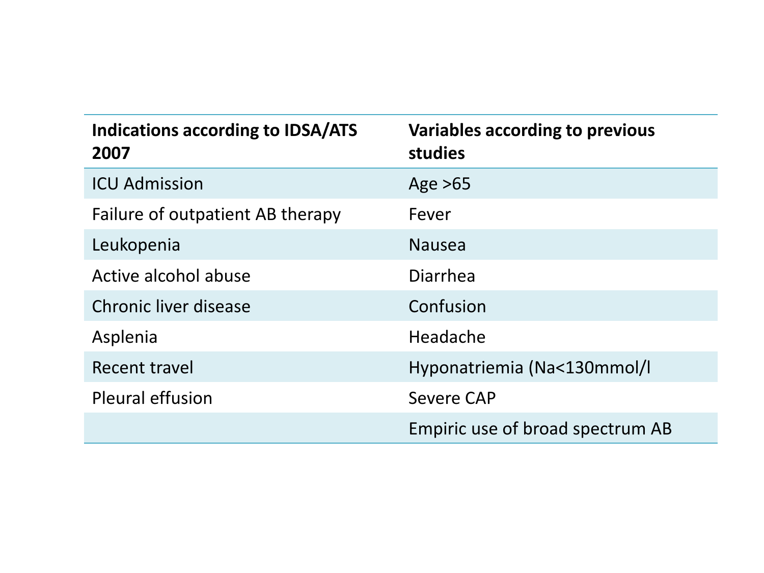| Indications according to IDSA/ATS 2007 | Variables according to previous studies |
|---|---|
| ICU Admission | Age >65 |
| Failure of outpatient AB therapy | Fever |
| Leukopenia | Nausea |
| Active alcohol abuse | Diarrhea |
| Chronic liver disease | Confusion |
| Asplenia | Headache |
| Recent travel | Hyponatriemia (Na<130mmol/l |
| Pleural effusion | Severe CAP |
| | Empiric use of broad spectrum AB |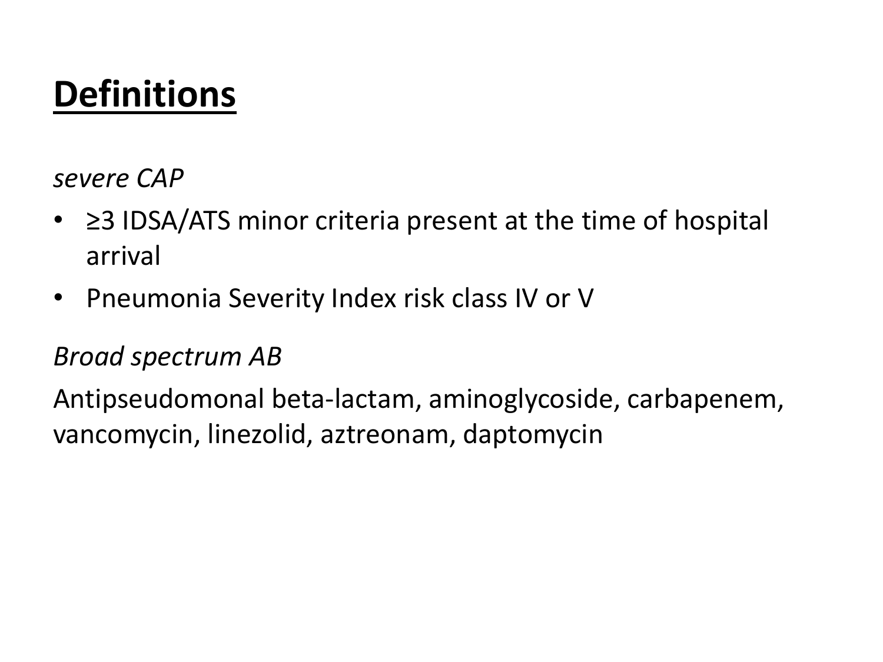# Definitions

*severe CAP*

- ≥3 IDSA/ATS minor criteria present at the time of hospital arrival
- Pneumonia Severity Index risk class IV or V

*Broad spectrum AB*

Antipseudomonal beta-lactam, aminoglycoside, carbapenem, vancomycin, linezolid, aztreonam, daptomycin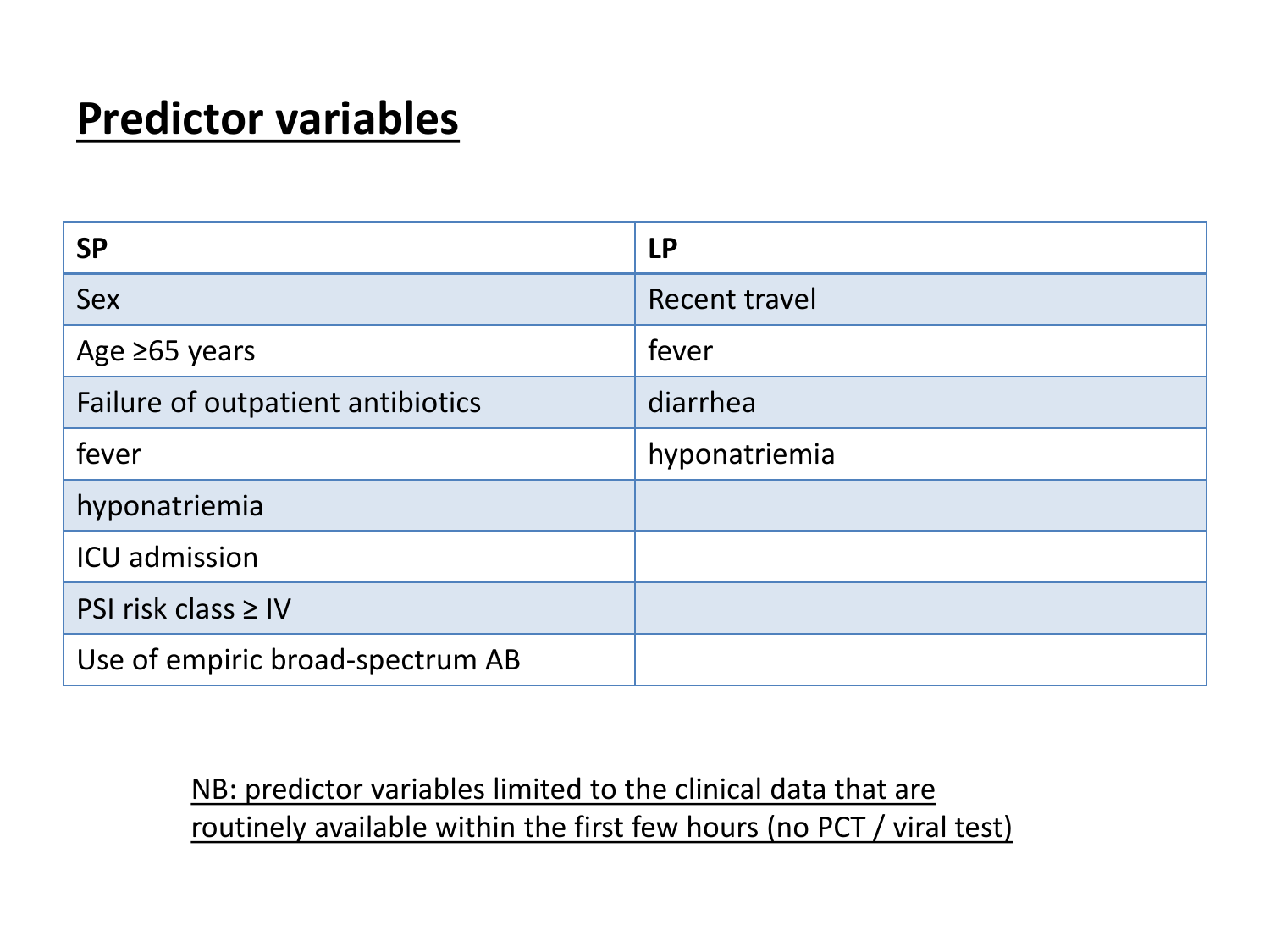# Predictor variables

| SP | LP |
|---|---|
| Sex | Recent travel |
| Age ≥65 years | fever |
| Failure of outpatient antibiotics | diarrhea |
| fever | hyponatriemia |
| hyponatriemia | |
| ICU admission | |
| PSI risk class ≥ IV | |
| Use of empiric broad-spectrum AB | |

NB: predictor variables limited to the clinical data that are routinely available within the first few hours (no PCT / viral test)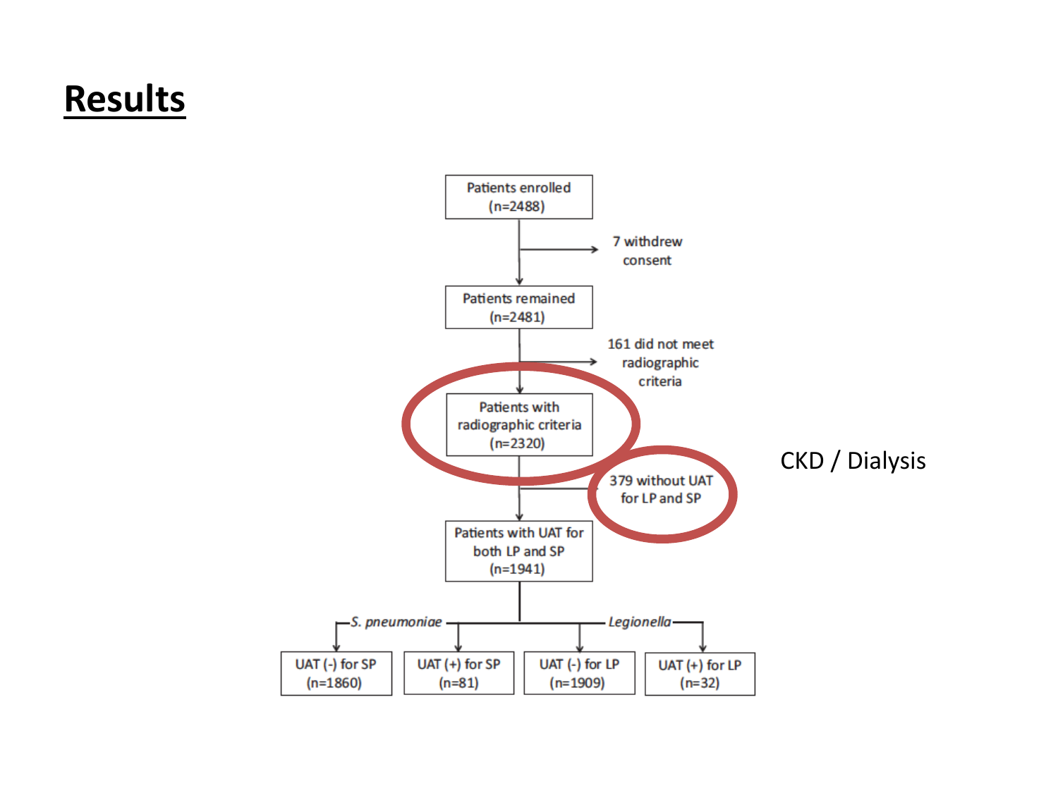# Results

Patients enrolled (n=2488)

→ 7 withdrew consent

Patients remained (n=2481)

→ 161 did not meet radiographic criteria

Patients with radiographic criteria (n=2320)

→ 379 without UAT for LP and SP

CKD / Dialysis

Patients with UAT for both LP and SP (n=1941)

*S. pneumoniae*

- UAT (-) for SP (n=1860)
- UAT (+) for SP (n=81)

*Legionella*

- UAT (-) for LP (n=1909)
- UAT (+) for LP (n=32)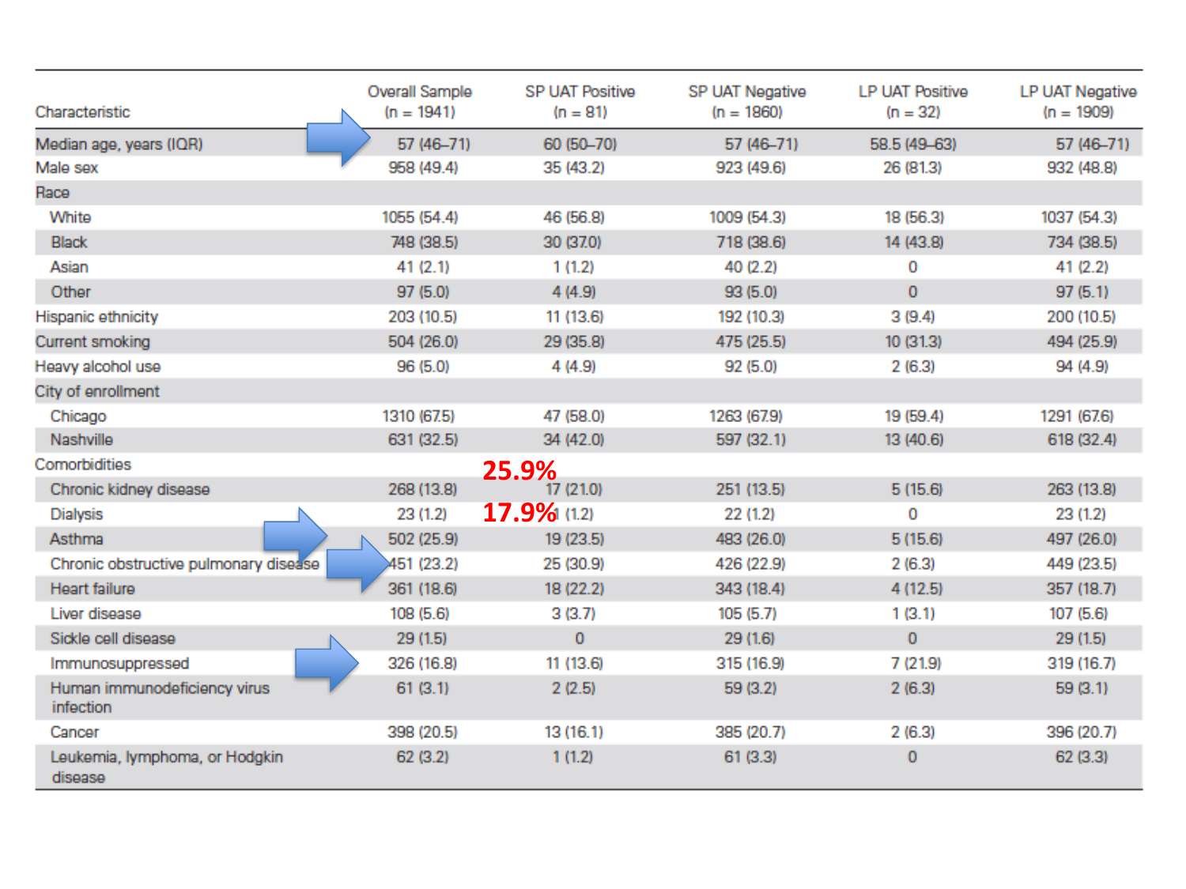| Characteristic | Overall Sample (n = 1941) | SP UAT Positive (n = 81) | SP UAT Negative (n = 1860) | LP UAT Positive (n = 32) | LP UAT Negative (n = 1909) |
|---|---|---|---|---|---|
| Median age, years (IQR) | 57 (46–71) | 60 (50–70) | 57 (46–71) | 58.5 (49–63) | 57 (46–71) |
| Male sex | 958 (49.4) | 35 (43.2) | 923 (49.6) | 26 (81.3) | 932 (48.8) |
| Race | | | | | |
| White | 1055 (54.4) | 46 (56.8) | 1009 (54.3) | 18 (56.3) | 1037 (54.3) |
| Black | 748 (38.5) | 30 (37.0) | 718 (38.6) | 14 (43.8) | 734 (38.5) |
| Asian | 41 (2.1) | 1 (1.2) | 40 (2.2) | 0 | 41 (2.2) |
| Other | 97 (5.0) | 4 (4.9) | 93 (5.0) | 0 | 97 (5.1) |
| Hispanic ethnicity | 203 (10.5) | 11 (13.6) | 192 (10.3) | 3 (9.4) | 200 (10.5) |
| Current smoking | 504 (26.0) | 29 (35.8) | 475 (25.5) | 10 (31.3) | 494 (25.9) |
| Heavy alcohol use | 96 (5.0) | 4 (4.9) | 92 (5.0) | 2 (6.3) | 94 (4.9) |
| City of enrollment | | | | | |
| Chicago | 1310 (67.5) | 47 (58.0) | 1263 (67.9) | 19 (59.4) | 1291 (67.6) |
| Nashville | 631 (32.5) | 34 (42.0) | 597 (32.1) | 13 (40.6) | 618 (32.4) |
| Comorbidities | | | | | |
| Chronic kidney disease | 268 (13.8) | 17 (21.0) | 251 (13.5) | 5 (15.6) | 263 (13.8) |
| Dialysis | 23 (1.2) | 1 (1.2) | 22 (1.2) | 0 | 23 (1.2) |
| Asthma | 502 (25.9) | 19 (23.5) | 483 (26.0) | 5 (15.6) | 497 (26.0) |
| Chronic obstructive pulmonary disease | 451 (23.2) | 25 (30.9) | 426 (22.9) | 2 (6.3) | 449 (23.5) |
| Heart failure | 361 (18.6) | 18 (22.2) | 343 (18.4) | 4 (12.5) | 357 (18.7) |
| Liver disease | 108 (5.6) | 3 (3.7) | 105 (5.7) | 1 (3.1) | 107 (5.6) |
| Sickle cell disease | 29 (1.5) | 0 | 29 (1.6) | 0 | 29 (1.5) |
| Immunosuppressed | 326 (16.8) | 11 (13.6) | 315 (16.9) | 7 (21.9) | 319 (16.7) |
| Human immunodeficiency virus infection | 61 (3.1) | 2 (2.5) | 59 (3.2) | 2 (6.3) | 59 (3.1) |
| Cancer | 398 (20.5) | 13 (16.1) | 385 (20.7) | 2 (6.3) | 396 (20.7) |
| Leukemia, lymphoma, or Hodgkin disease | 62 (3.2) | 1 (1.2) | 61 (3.3) | 0 | 62 (3.3) |

25.9%

17.9%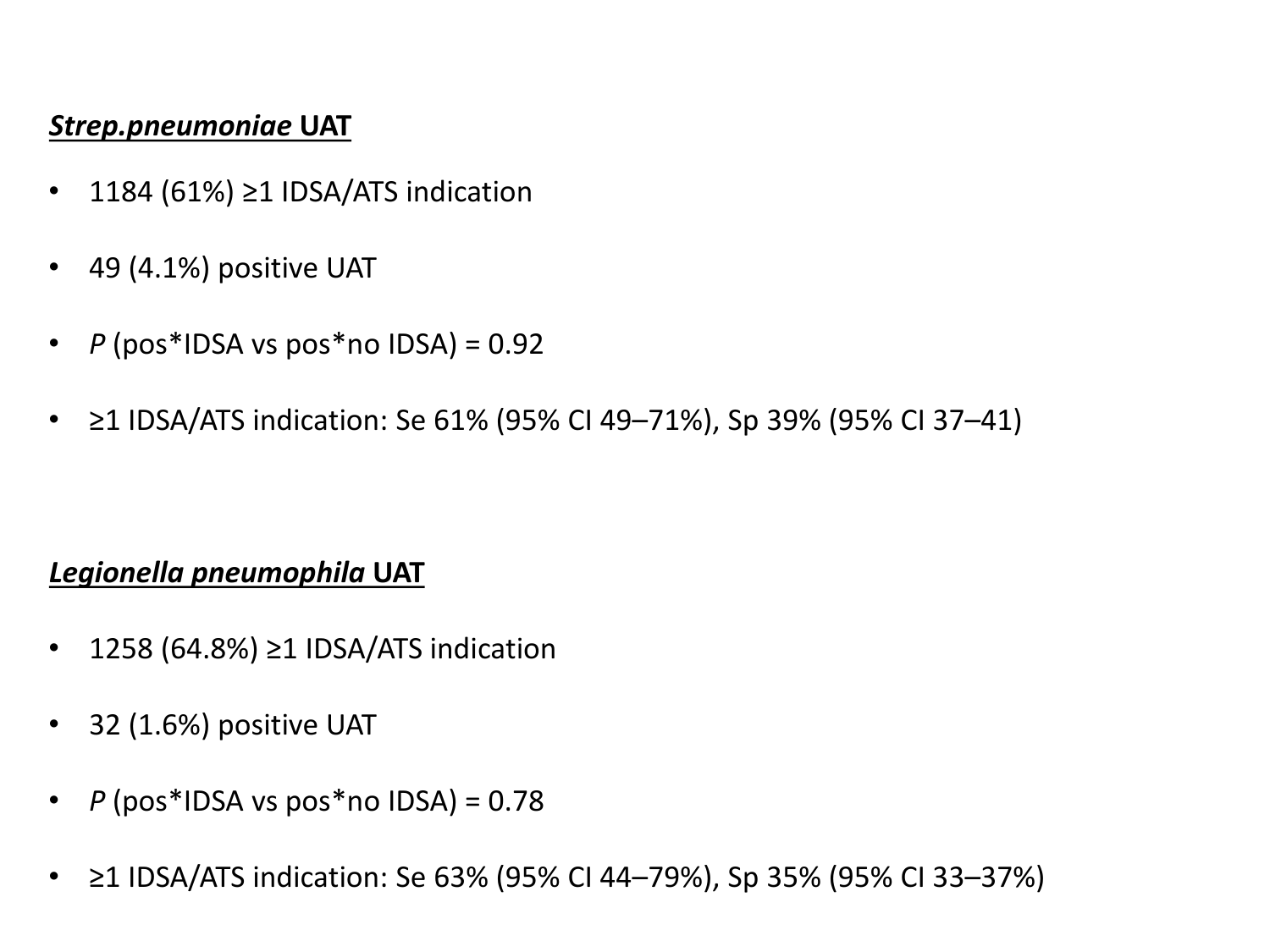***Strep.pneumoniae* UAT**

- 1184 (61%) ≥1 IDSA/ATS indication
- 49 (4.1%) positive UAT
- *P* (pos*IDSA vs pos*no IDSA) = 0.92
- ≥1 IDSA/ATS indication: Se 61% (95% CI 49–71%), Sp 39% (95% CI 37–41)

***Legionella pneumophila* UAT**

- 1258 (64.8%) ≥1 IDSA/ATS indication
- 32 (1.6%) positive UAT
- *P* (pos*IDSA vs pos*no IDSA) = 0.78
- ≥1 IDSA/ATS indication: Se 63% (95% CI 44–79%), Sp 35% (95% CI 33–37%)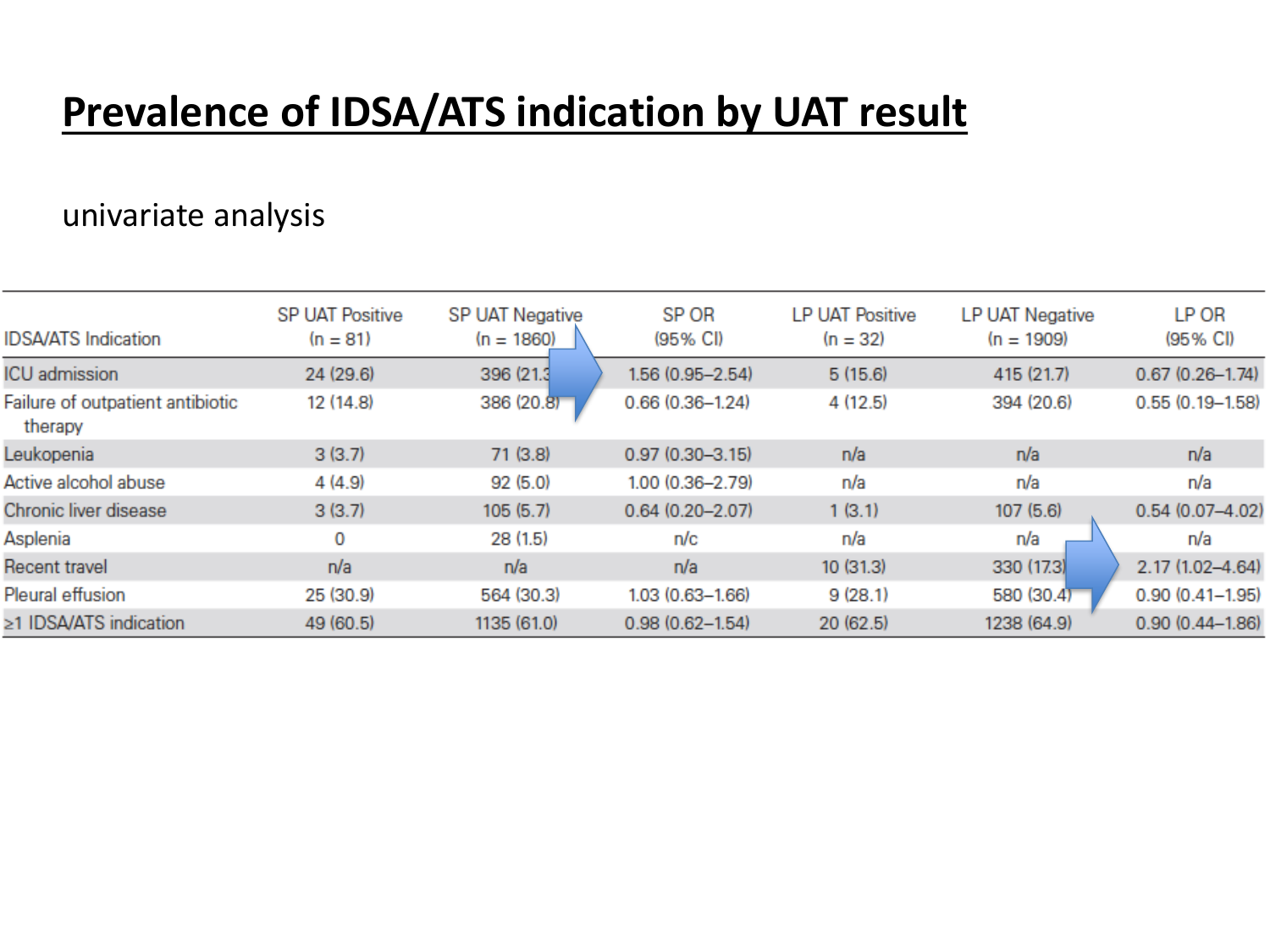# Prevalence of IDSA/ATS indication by UAT result

univariate analysis

| IDSA/ATS Indication | SP UAT Positive (n = 81) | SP UAT Negative (n = 1860) | SP OR (95% CI) | LP UAT Positive (n = 32) | LP UAT Negative (n = 1909) | LP OR (95% CI) |
|---|---|---|---|---|---|---|
| ICU admission | 24 (29.6) | 396 (21.3) | 1.56 (0.95–2.54) | 5 (15.6) | 415 (21.7) | 0.67 (0.26–1.74) |
| Failure of outpatient antibiotic therapy | 12 (14.8) | 386 (20.8) | 0.66 (0.36–1.24) | 4 (12.5) | 394 (20.6) | 0.55 (0.19–1.58) |
| Leukopenia | 3 (3.7) | 71 (3.8) | 0.97 (0.30–3.15) | n/a | n/a | n/a |
| Active alcohol abuse | 4 (4.9) | 92 (5.0) | 1.00 (0.36–2.79) | n/a | n/a | n/a |
| Chronic liver disease | 3 (3.7) | 105 (5.7) | 0.64 (0.20–2.07) | 1 (3.1) | 107 (5.6) | 0.54 (0.07–4.02) |
| Asplenia | 0 | 28 (1.5) | n/c | n/a | n/a | n/a |
| Recent travel | n/a | n/a | n/a | 10 (31.3) | 330 (17.3) | 2.17 (1.02–4.64) |
| Pleural effusion | 25 (30.9) | 564 (30.3) | 1.03 (0.63–1.66) | 9 (28.1) | 580 (30.4) | 0.90 (0.41–1.95) |
| ≥1 IDSA/ATS indication | 49 (60.5) | 1135 (61.0) | 0.98 (0.62–1.54) | 20 (62.5) | 1238 (64.9) | 0.90 (0.44–1.86) |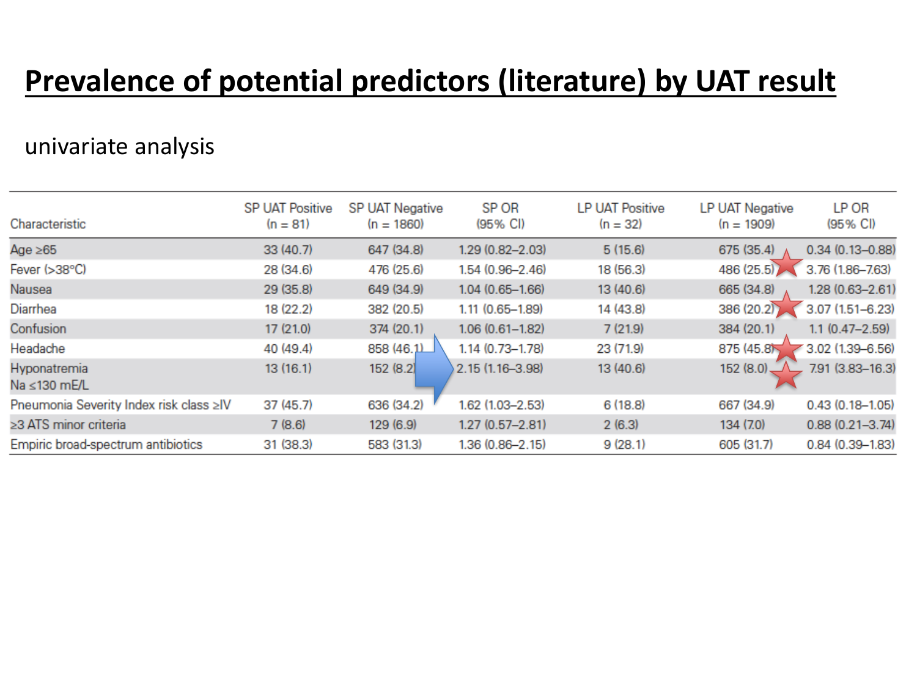# Prevalence of potential predictors (literature) by UAT result

univariate analysis

| Characteristic | SP UAT Positive (n = 81) | SP UAT Negative (n = 1860) | SP OR (95% CI) | LP UAT Positive (n = 32) | LP UAT Negative (n = 1909) | LP OR (95% CI) |
|---|---|---|---|---|---|---|
| Age ≥65 | 33 (40.7) | 647 (34.8) | 1.29 (0.82–2.03) | 5 (15.6) | 675 (35.4) | 0.34 (0.13–0.88) |
| Fever (>38°C) | 28 (34.6) | 476 (25.6) | 1.54 (0.96–2.46) | 18 (56.3) | 486 (25.5) | 3.76 (1.86–7.63) |
| Nausea | 29 (35.8) | 649 (34.9) | 1.04 (0.65–1.66) | 13 (40.6) | 665 (34.8) | 1.28 (0.63–2.61) |
| Diarrhea | 18 (22.2) | 382 (20.5) | 1.11 (0.65–1.89) | 14 (43.8) | 386 (20.2) | 3.07 (1.51–6.23) |
| Confusion | 17 (21.0) | 374 (20.1) | 1.06 (0.61–1.82) | 7 (21.9) | 384 (20.1) | 1.1 (0.47–2.59) |
| Headache | 40 (49.4) | 858 (46.1) | 1.14 (0.73–1.78) | 23 (71.9) | 875 (45.8) | 3.02 (1.39–6.56) |
| Hyponatremia Na ≤130 mE/L | 13 (16.1) | 152 (8.2) | 2.15 (1.16–3.98) | 13 (40.6) | 152 (8.0) | 7.91 (3.83–16.3) |
| Pneumonia Severity Index risk class ≥IV | 37 (45.7) | 636 (34.2) | 1.62 (1.03–2.53) | 6 (18.8) | 667 (34.9) | 0.43 (0.18–1.05) |
| ≥3 ATS minor criteria | 7 (8.6) | 129 (6.9) | 1.27 (0.57–2.81) | 2 (6.3) | 134 (7.0) | 0.88 (0.21–3.74) |
| Empiric broad-spectrum antibiotics | 31 (38.3) | 583 (31.3) | 1.36 (0.86–2.15) | 9 (28.1) | 605 (31.7) | 0.84 (0.39–1.83) |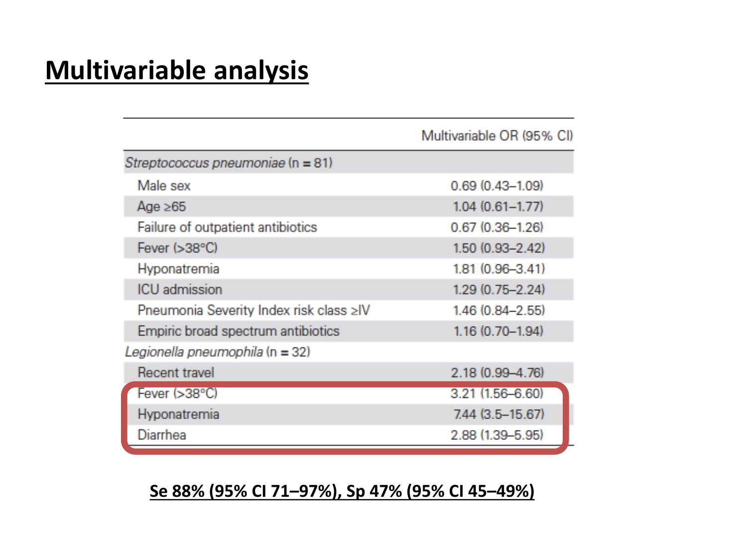# Multivariable analysis

| | Multivariable OR (95% CI) |
|---|---|
| *Streptococcus pneumoniae* (n = 81) | |
| Male sex | 0.69 (0.43–1.09) |
| Age ≥65 | 1.04 (0.61–1.77) |
| Failure of outpatient antibiotics | 0.67 (0.36–1.26) |
| Fever (>38°C) | 1.50 (0.93–2.42) |
| Hyponatremia | 1.81 (0.96–3.41) |
| ICU admission | 1.29 (0.75–2.24) |
| Pneumonia Severity Index risk class ≥IV | 1.46 (0.84–2.55) |
| Empiric broad spectrum antibiotics | 1.16 (0.70–1.94) |
| *Legionella pneumophila* (n = 32) | |
| Recent travel | 2.18 (0.99–4.76) |
| Fever (>38°C) | 3.21 (1.56–6.60) |
| Hyponatremia | 7.44 (3.5–15.67) |
| Diarrhea | 2.88 (1.39–5.95) |

**Se 88% (95% CI 71–97%), Sp 47% (95% CI 45–49%)**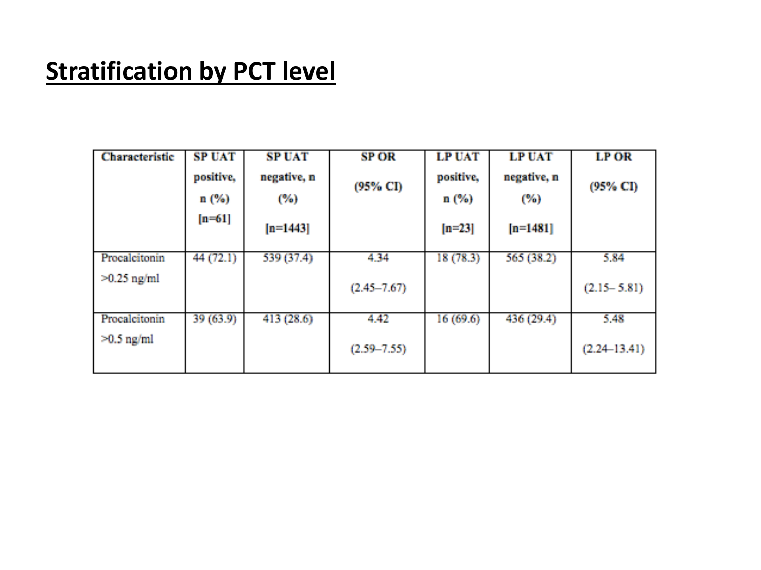## Stratification by PCT level

| Characteristic | SP UAT positive, n (%) [n=61] | SP UAT negative, n (%) [n=1443] | SP OR (95% CI) | LP UAT positive, n (%) [n=23] | LP UAT negative, n (%) [n=1481] | LP OR (95% CI) |
|---|---|---|---|---|---|---|
| Procalcitonin >0.25 ng/ml | 44 (72.1) | 539 (37.4) | 4.34 (2.45–7.67) | 18 (78.3) | 565 (38.2) | 5.84 (2.15– 5.81) |
| Procalcitonin >0.5 ng/ml | 39 (63.9) | 413 (28.6) | 4.42 (2.59–7.55) | 16 (69.6) | 436 (29.4) | 5.48 (2.24–13.41) |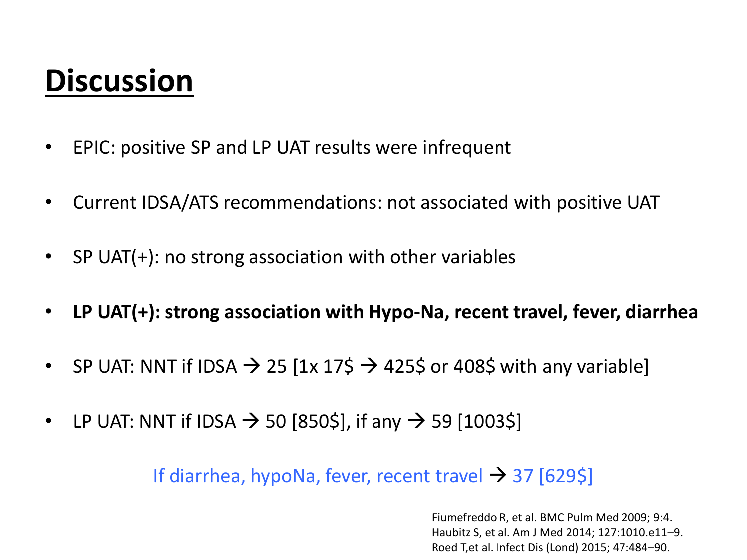# Discussion

- EPIC: positive SP and LP UAT results were infrequent
- Current IDSA/ATS recommendations: not associated with positive UAT
- SP UAT(+): no strong association with other variables
- **LP UAT(+): strong association with Hypo-Na, recent travel, fever, diarrhea**
- SP UAT: NNT if IDSA → 25 [1x 17$ → 425$ or 408$ with any variable]
- LP UAT: NNT if IDSA → 50 [850$], if any → 59 [1003$]

If diarrhea, hypoNa, fever, recent travel → 37 [629$]

Fiumefreddo R, et al. BMC Pulm Med 2009; 9:4.
Haubitz S, et al. Am J Med 2014; 127:1010.e11–9.
Roed T,et al. Infect Dis (Lond) 2015; 47:484–90.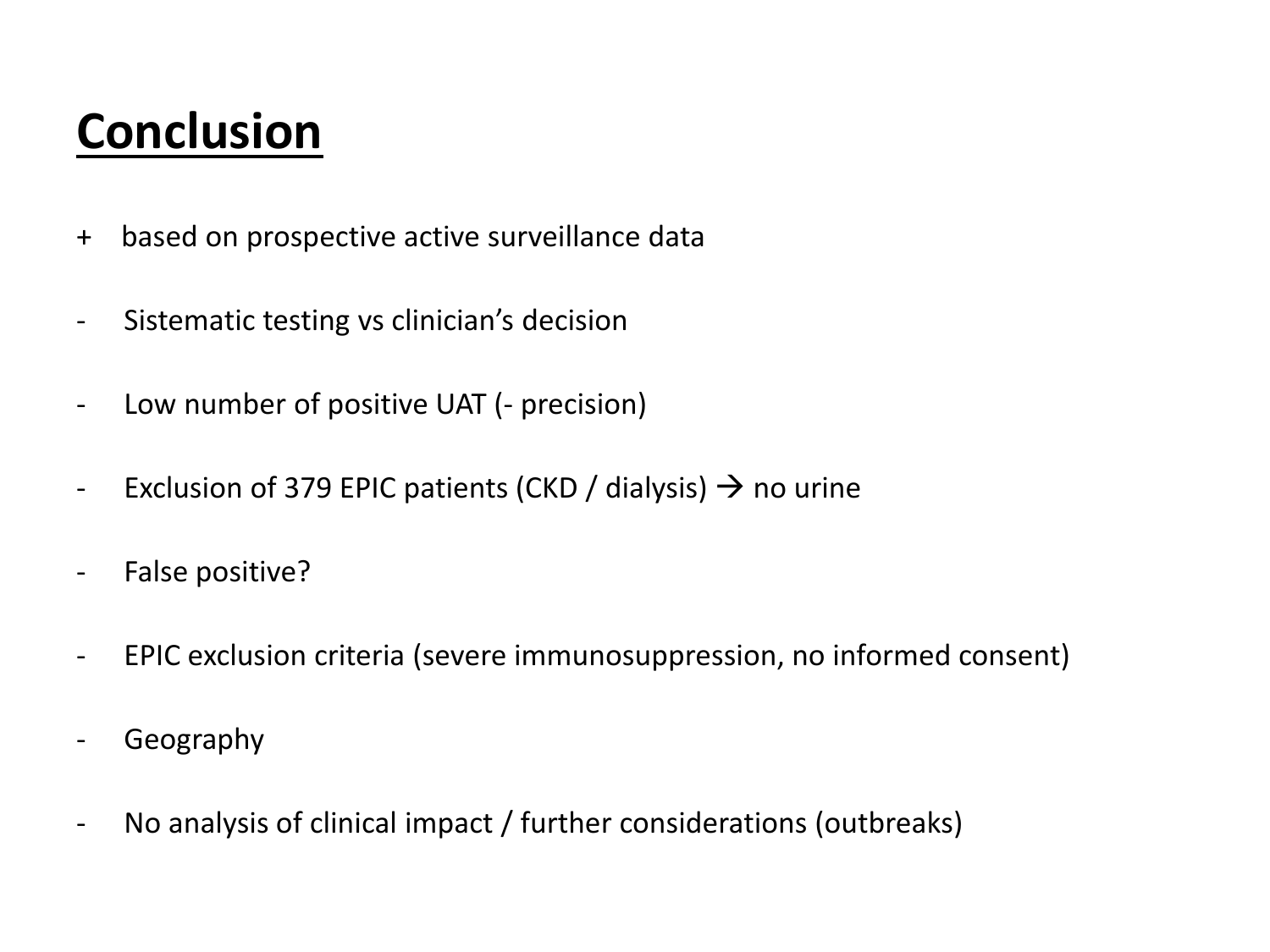# Conclusion

+ based on prospective active surveillance data
- Sistematic testing vs clinician's decision
- Low number of positive UAT (- precision)
- Exclusion of 379 EPIC patients (CKD / dialysis) → no urine
- False positive?
- EPIC exclusion criteria (severe immunosuppression, no informed consent)
- Geography
- No analysis of clinical impact / further considerations (outbreaks)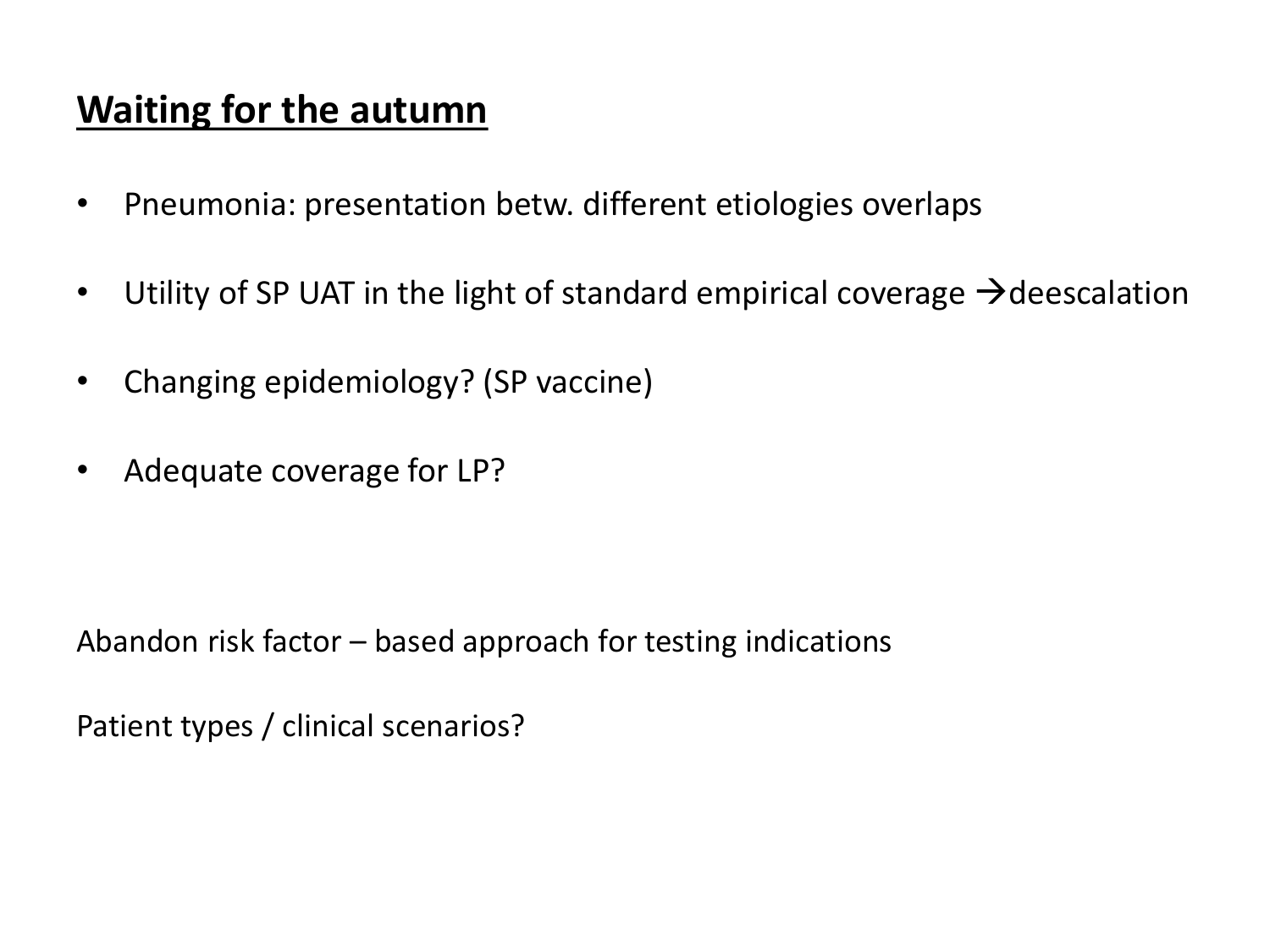## Waiting for the autumn

- Pneumonia: presentation betw. different etiologies overlaps
- Utility of SP UAT in the light of standard empirical coverage →deescalation
- Changing epidemiology? (SP vaccine)
- Adequate coverage for LP?

Abandon risk factor – based approach for testing indications

Patient types / clinical scenarios?